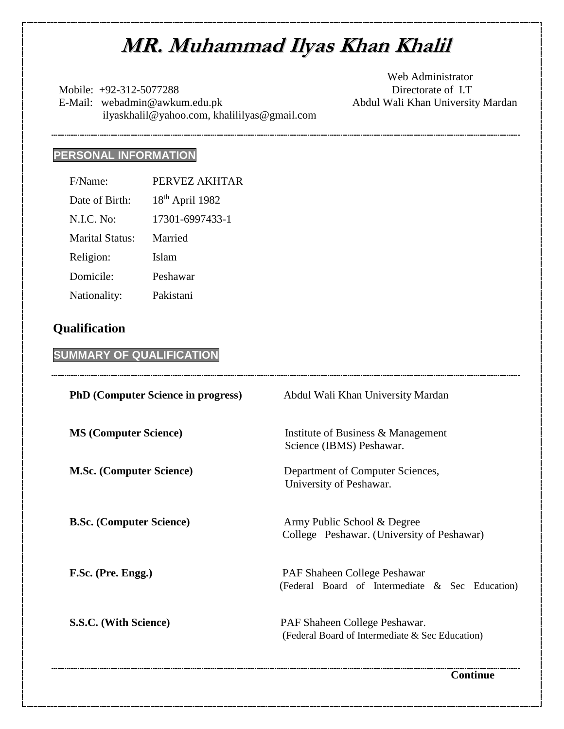# MR. Muhammad Ilyas Khan Khalil

Mobile: +92-312-5077288
E-Mail: webadmin@awkum.edu.pk
ilyaskhalil@yahoo.com, khalililyas@gmail.com

Web Administrator
Directorate of I.T
Abdul Wali Khan University Mardan

## PERSONAL INFORMATION

| | |
|---|---|
| F/Name: | PERVEZ AKHTAR |
| Date of Birth: | 18th April 1982 |
| N.I.C. No: | 17301-6997433-1 |
| Marital Status: | Married |
| Religion: | Islam |
| Domicile: | Peshawar |
| Nationality: | Pakistani |

## Qualification

## SUMMARY OF QUALIFICATION

| | |
|---|---|
| **PhD (Computer Science in progress)** | Abdul Wali Khan University Mardan |
| **MS (Computer Science)** | Institute of Business & Management Science (IBMS) Peshawar. |
| **M.Sc. (Computer Science)** | Department of Computer Sciences, University of Peshawar. |
| **B.Sc. (Computer Science)** | Army Public School & Degree College Peshawar. (University of Peshawar) |
| **F.Sc. (Pre. Engg.)** | PAF Shaheen College Peshawar (Federal Board of Intermediate & Sec Education) |
| **S.S.C. (With Science)** | PAF Shaheen College Peshawar. (Federal Board of Intermediate & Sec Education) |

**Continue**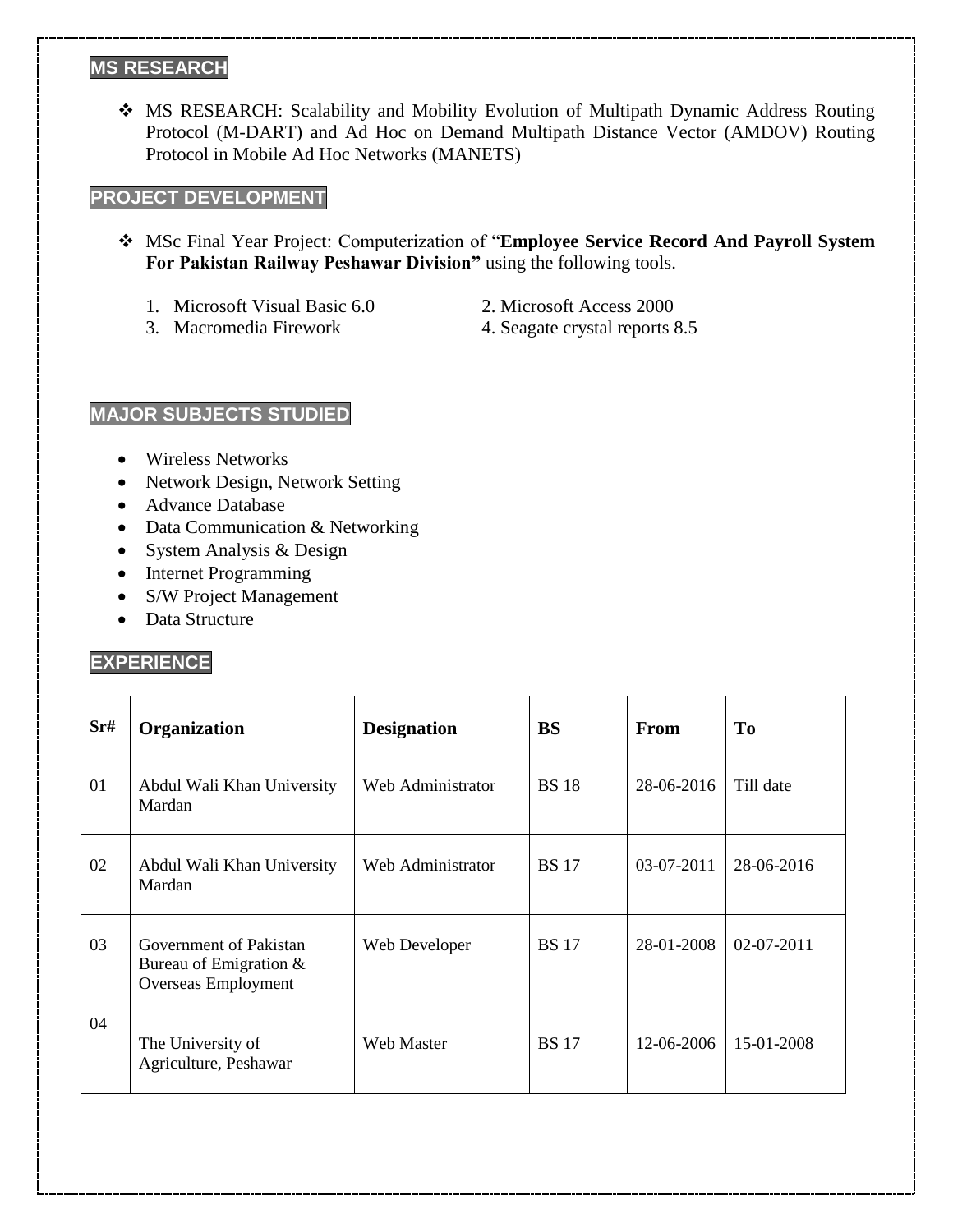## MS RESEARCH

- MS RESEARCH: Scalability and Mobility Evolution of Multipath Dynamic Address Routing Protocol (M-DART) and Ad Hoc on Demand Multipath Distance Vector (AMDOV) Routing Protocol in Mobile Ad Hoc Networks (MANETS)

## PROJECT DEVELOPMENT

- MSc Final Year Project: Computerization of "**Employee Service Record And Payroll System For Pakistan Railway Peshawar Division"** using the following tools.

  1. Microsoft Visual Basic 6.0
  2. Microsoft Access 2000
  3. Macromedia Firework
  4. Seagate crystal reports 8.5

## MAJOR SUBJECTS STUDIED

- Wireless Networks
- Network Design, Network Setting
- Advance Database
- Data Communication & Networking
- System Analysis & Design
- Internet Programming
- S/W Project Management
- Data Structure

## EXPERIENCE

| Sr# | Organization | Designation | BS | From | To |
|---|---|---|---|---|---|
| 01 | Abdul Wali Khan University Mardan | Web Administrator | BS 18 | 28-06-2016 | Till date |
| 02 | Abdul Wali Khan University Mardan | Web Administrator | BS 17 | 03-07-2011 | 28-06-2016 |
| 03 | Government of Pakistan Bureau of Emigration & Overseas Employment | Web Developer | BS 17 | 28-01-2008 | 02-07-2011 |
| 04 | The University of Agriculture, Peshawar | Web Master | BS 17 | 12-06-2006 | 15-01-2008 |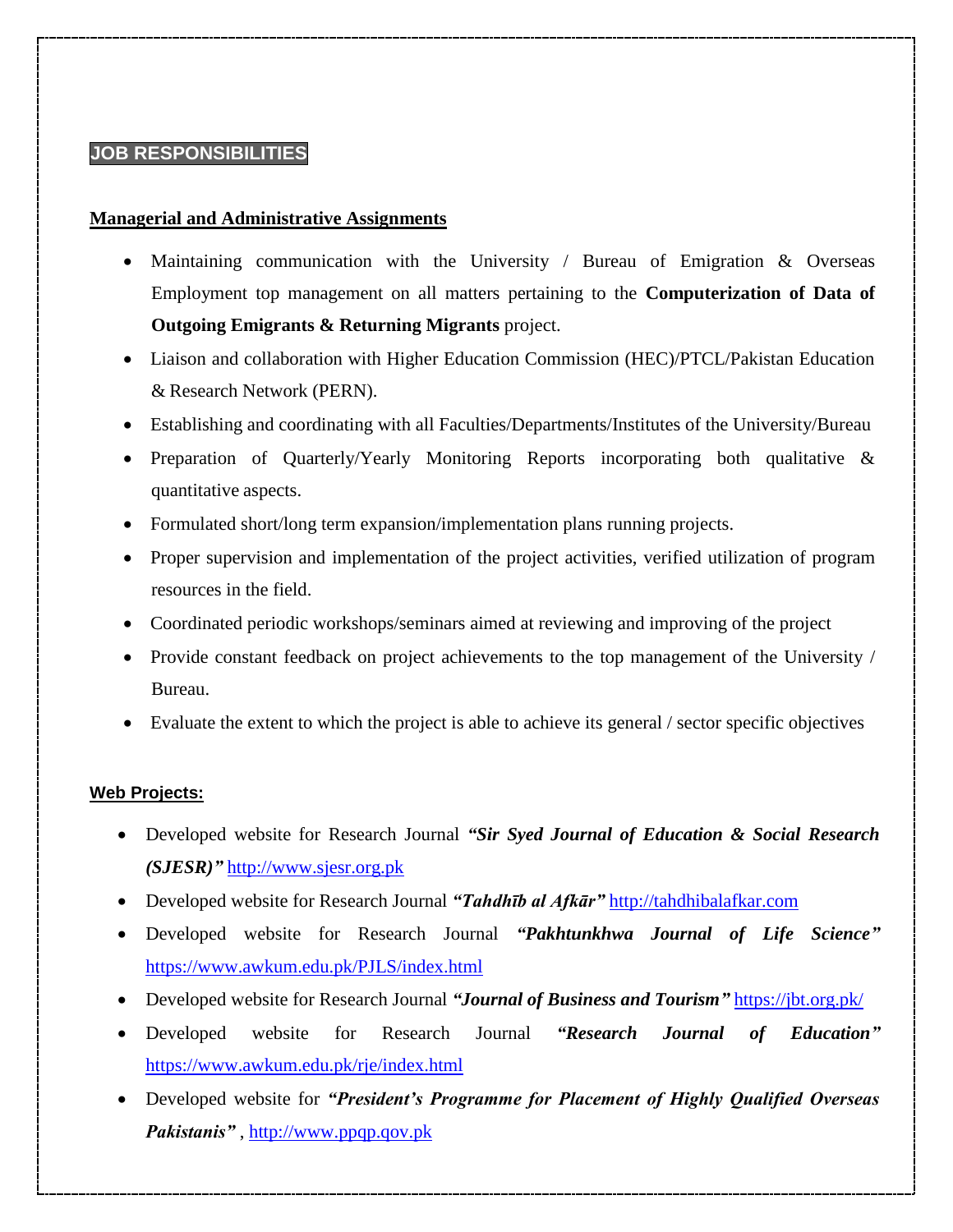## JOB RESPONSIBILITIES

**Managerial and Administrative Assignments**

- Maintaining communication with the University / Bureau of Emigration & Overseas Employment top management on all matters pertaining to the **Computerization of Data of Outgoing Emigrants & Returning Migrants** project.
- Liaison and collaboration with Higher Education Commission (HEC)/PTCL/Pakistan Education & Research Network (PERN).
- Establishing and coordinating with all Faculties/Departments/Institutes of the University/Bureau
- Preparation of Quarterly/Yearly Monitoring Reports incorporating both qualitative & quantitative aspects.
- Formulated short/long term expansion/implementation plans running projects.
- Proper supervision and implementation of the project activities, verified utilization of program resources in the field.
- Coordinated periodic workshops/seminars aimed at reviewing and improving of the project
- Provide constant feedback on project achievements to the top management of the University / Bureau.
- Evaluate the extent to which the project is able to achieve its general / sector specific objectives

**Web Projects:**

- Developed website for Research Journal ***"Sir Syed Journal of Education & Social Research (SJESR)"*** http://www.sjesr.org.pk
- Developed website for Research Journal ***"Tahdhīb al Afkār"*** http://tahdhibalafkar.com
- Developed website for Research Journal ***"Pakhtunkhwa Journal of Life Science"*** https://www.awkum.edu.pk/PJLS/index.html
- Developed website for Research Journal ***"Journal of Business and Tourism"*** https://jbt.org.pk/
- Developed website for Research Journal ***"Research Journal of Education"*** https://www.awkum.edu.pk/rje/index.html
- Developed website for ***"President's Programme for Placement of Highly Qualified Overseas Pakistanis"*** , http://www.ppqp.qov.pk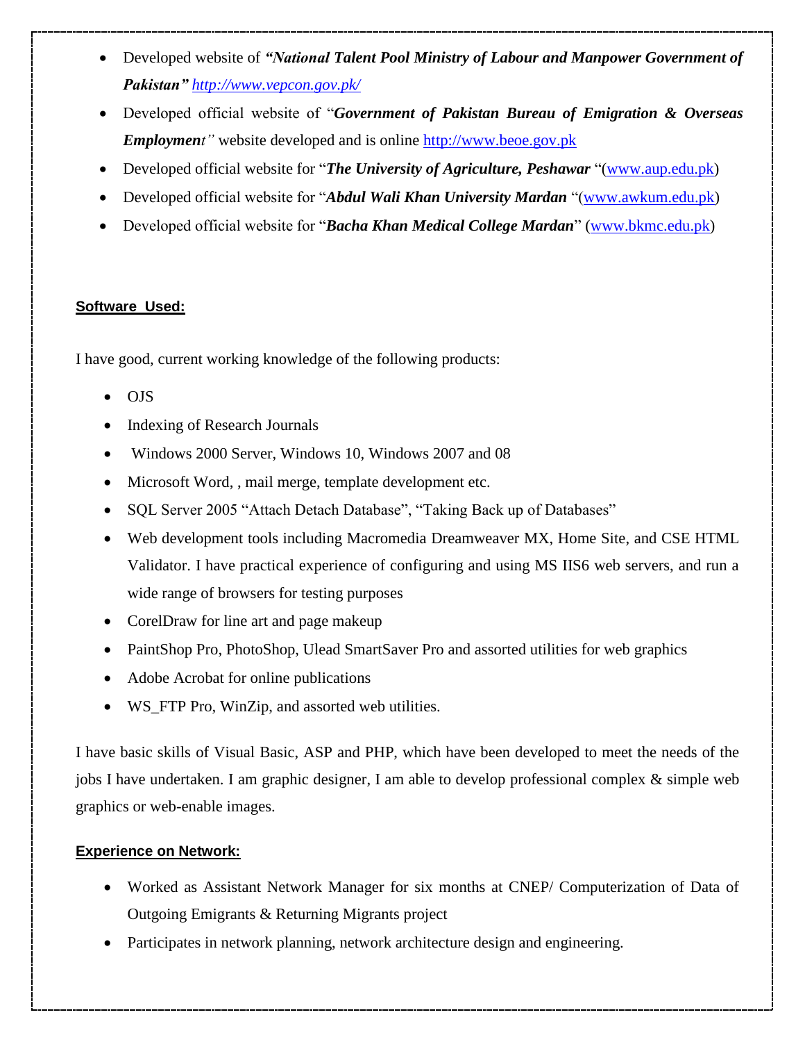- Developed website of ***"National Talent Pool Ministry of Labour and Manpower Government of Pakistan"*** [http://www.vepcon.gov.pk/](http://www.vepcon.gov.pk/)
- Developed official website of "***Government of Pakistan Bureau of Emigration & Overseas Employment"*** website developed and is online [http://www.beoe.gov.pk](http://www.beoe.gov.pk)
- Developed official website for "***The University of Agriculture, Peshawar*** "([www.aup.edu.pk](http://www.aup.edu.pk))
- Developed official website for "***Abdul Wali Khan University Mardan*** "([www.awkum.edu.pk](http://www.awkum.edu.pk))
- Developed official website for "***Bacha Khan Medical College Mardan***" ([www.bkmc.edu.pk](http://www.bkmc.edu.pk))

**Software Used:**

I have good, current working knowledge of the following products:

- OJS
- Indexing of Research Journals
- Windows 2000 Server, Windows 10, Windows 2007 and 08
- Microsoft Word, , mail merge, template development etc.
- SQL Server 2005 "Attach Detach Database", "Taking Back up of Databases"
- Web development tools including Macromedia Dreamweaver MX, Home Site, and CSE HTML Validator. I have practical experience of configuring and using MS IIS6 web servers, and run a wide range of browsers for testing purposes
- CorelDraw for line art and page makeup
- PaintShop Pro, PhotoShop, Ulead SmartSaver Pro and assorted utilities for web graphics
- Adobe Acrobat for online publications
- WS_FTP Pro, WinZip, and assorted web utilities.

I have basic skills of Visual Basic, ASP and PHP, which have been developed to meet the needs of the jobs I have undertaken. I am graphic designer, I am able to develop professional complex & simple web graphics or web-enable images.

**Experience on Network:**

- Worked as Assistant Network Manager for six months at CNEP/ Computerization of Data of Outgoing Emigrants & Returning Migrants project
- Participates in network planning, network architecture design and engineering.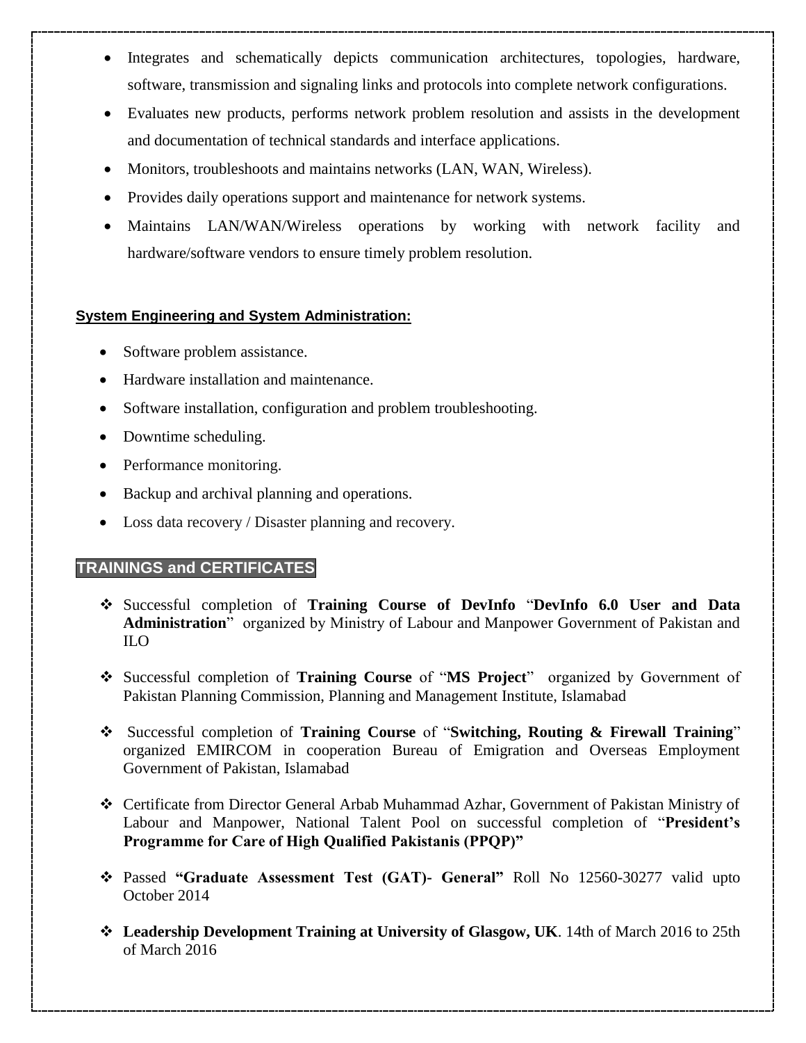- Integrates and schematically depicts communication architectures, topologies, hardware, software, transmission and signaling links and protocols into complete network configurations.
- Evaluates new products, performs network problem resolution and assists in the development and documentation of technical standards and interface applications.
- Monitors, troubleshoots and maintains networks (LAN, WAN, Wireless).
- Provides daily operations support and maintenance for network systems.
- Maintains LAN/WAN/Wireless operations by working with network facility and hardware/software vendors to ensure timely problem resolution.

### System Engineering and System Administration:

- Software problem assistance.
- Hardware installation and maintenance.
- Software installation, configuration and problem troubleshooting.
- Downtime scheduling.
- Performance monitoring.
- Backup and archival planning and operations.
- Loss data recovery / Disaster planning and recovery.

## TRAININGS and CERTIFICATES

- Successful completion of **Training Course of DevInfo** "**DevInfo 6.0 User and Data Administration**" organized by Ministry of Labour and Manpower Government of Pakistan and ILO
- Successful completion of **Training Course** of "**MS Project**" organized by Government of Pakistan Planning Commission, Planning and Management Institute, Islamabad
- Successful completion of **Training Course** of "**Switching, Routing & Firewall Training**" organized EMIRCOM in cooperation Bureau of Emigration and Overseas Employment Government of Pakistan, Islamabad
- Certificate from Director General Arbab Muhammad Azhar, Government of Pakistan Ministry of Labour and Manpower, National Talent Pool on successful completion of "**President's Programme for Care of High Qualified Pakistanis (PPQP)"**
- Passed **"Graduate Assessment Test (GAT)- General"** Roll No 12560-30277 valid upto October 2014
- **Leadership Development Training at University of Glasgow, UK**. 14th of March 2016 to 25th of March 2016